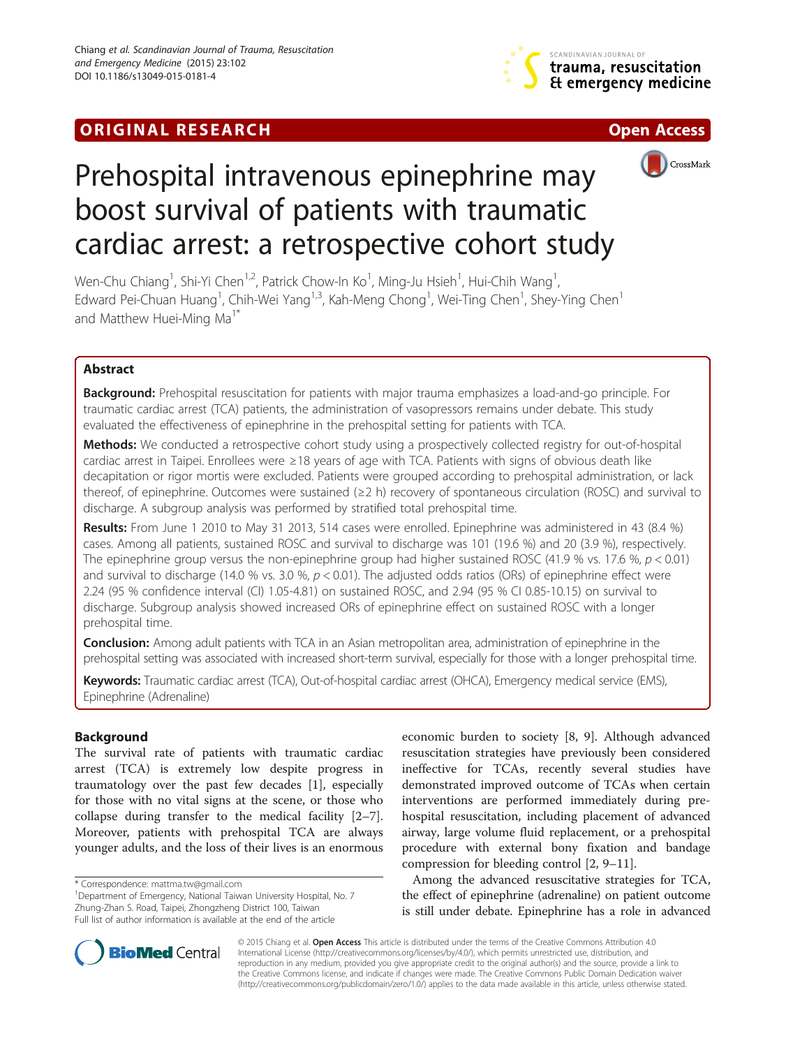ORIGINAL RESEARCH Open Access

# Prehospital intravenous epinephrine may boost survival of patients with traumatic cardiac arrest: a retrospective cohort study

Wen-Chu Chiang[1], Shi-Yi Chen[1,2], Patrick Chow-In Ko[1], Ming-Ju Hsieh[1], Hui-Chih Wang[1], Edward Pei-Chuan Huang[1], Chih-Wei Yang[1,3], Kah-Meng Chong[1], Wei-Ting Chen[1], Shey-Ying Chen[1] and Matthew Huei-Ming Ma[1*]

## Abstract

**Background:** Prehospital resuscitation for patients with major trauma emphasizes a load-and-go principle. For traumatic cardiac arrest (TCA) patients, the administration of vasopressors remains under debate. This study evaluated the effectiveness of epinephrine in the prehospital setting for patients with TCA.

**Methods:** We conducted a retrospective cohort study using a prospectively collected registry for out-of-hospital cardiac arrest in Taipei. Enrollees were ≥18 years of age with TCA. Patients with signs of obvious death like decapitation or rigor mortis were excluded. Patients were grouped according to prehospital administration, or lack thereof, of epinephrine. Outcomes were sustained (≥2 h) recovery of spontaneous circulation (ROSC) and survival to discharge. A subgroup analysis was performed by stratified total prehospital time.

**Results:** From June 1 2010 to May 31 2013, 514 cases were enrolled. Epinephrine was administered in 43 (8.4 %) cases. Among all patients, sustained ROSC and survival to discharge was 101 (19.6 %) and 20 (3.9 %), respectively. The epinephrine group versus the non-epinephrine group had higher sustained ROSC (41.9 % vs. 17.6 %, $p < 0.01$) and survival to discharge (14.0 % vs. 3.0 %, $p < 0.01$). The adjusted odds ratios (ORs) of epinephrine effect were 2.24 (95 % confidence interval (CI) 1.05-4.81) on sustained ROSC, and 2.94 (95 % CI 0.85-10.15) on survival to discharge. Subgroup analysis showed increased ORs of epinephrine effect on sustained ROSC with a longer prehospital time.

**Conclusion:** Among adult patients with TCA in an Asian metropolitan area, administration of epinephrine in the prehospital setting was associated with increased short-term survival, especially for those with a longer prehospital time.

**Keywords:** Traumatic cardiac arrest (TCA), Out-of-hospital cardiac arrest (OHCA), Emergency medical service (EMS), Epinephrine (Adrenaline)

## Background

The survival rate of patients with traumatic cardiac arrest (TCA) is extremely low despite progress in traumatology over the past few decades [1], especially for those with no vital signs at the scene, or those who collapse during transfer to the medical facility [2–7]. Moreover, patients with prehospital TCA are always younger adults, and the loss of their lives is an enormous economic burden to society [8, 9]. Although advanced resuscitation strategies have previously been considered ineffective for TCAs, recently several studies have demonstrated improved outcome of TCAs when certain interventions are performed immediately during prehospital resuscitation, including placement of advanced airway, large volume fluid replacement, or a prehospital procedure with external bony fixation and bandage compression for bleeding control [2, 9–11].

Among the advanced resuscitative strategies for TCA, the effect of epinephrine (adrenaline) on patient outcome is still under debate. Epinephrine has a role in advanced

\* Correspondence: mattma.tw@gmail.com
[1]Department of Emergency, National Taiwan University Hospital, No. 7 Zhung-Zhan S. Road, Taipei, Zhongzheng District 100, Taiwan
Full list of author information is available at the end of the article

© 2015 Chiang et al. **Open Access** This article is distributed under the terms of the Creative Commons Attribution 4.0 International License (http://creativecommons.org/licenses/by/4.0/), which permits unrestricted use, distribution, and reproduction in any medium, provided you give appropriate credit to the original author(s) and the source, provide a link to the Creative Commons license, and indicate if changes were made. The Creative Commons Public Domain Dedication waiver (http://creativecommons.org/publicdomain/zero/1.0/) applies to the data made available in this article, unless otherwise stated.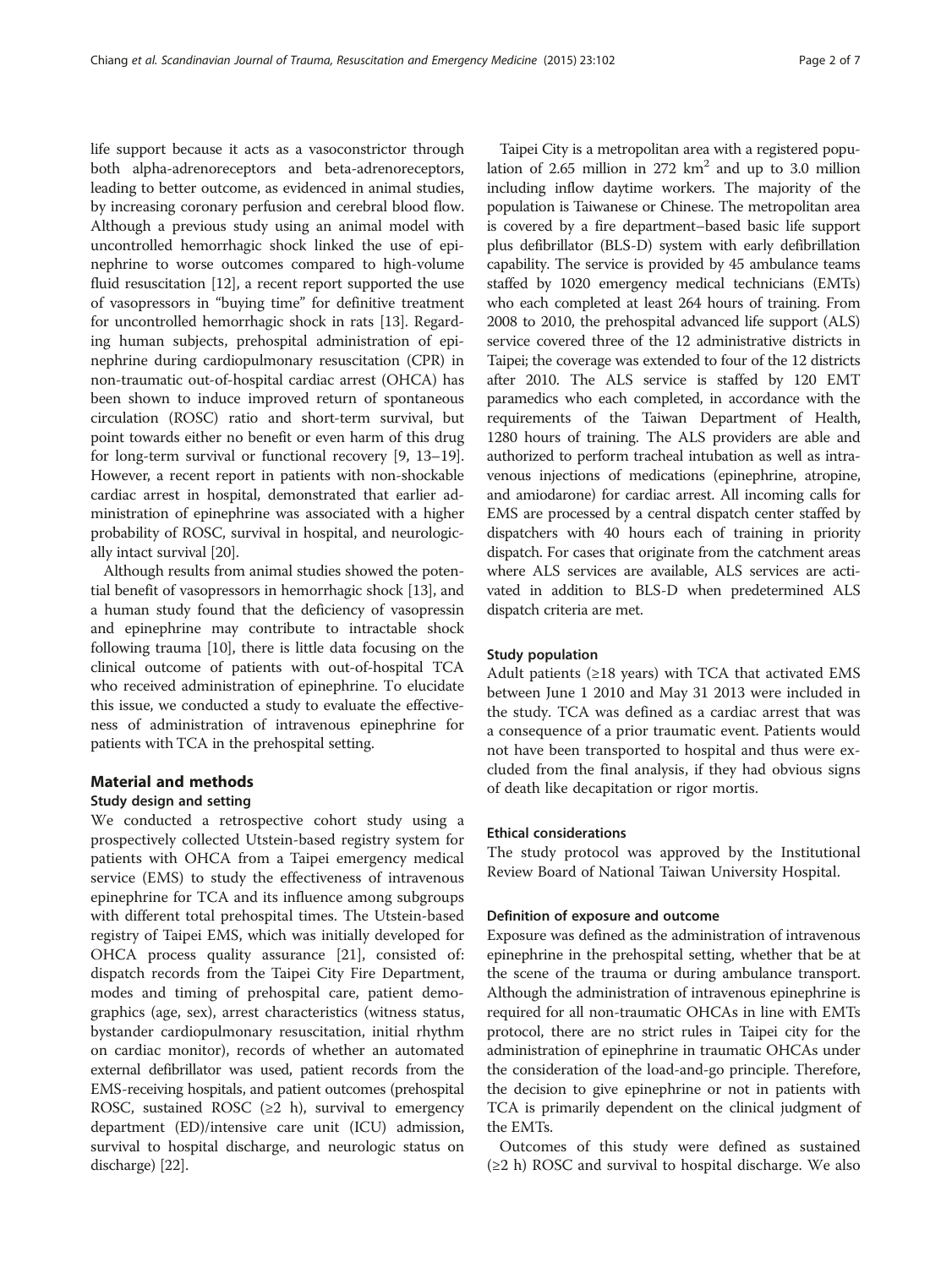life support because it acts as a vasoconstrictor through both alpha-adrenoreceptors and beta-adrenoreceptors, leading to better outcome, as evidenced in animal studies, by increasing coronary perfusion and cerebral blood flow. Although a previous study using an animal model with uncontrolled hemorrhagic shock linked the use of epinephrine to worse outcomes compared to high-volume fluid resuscitation [12], a recent report supported the use of vasopressors in "buying time" for definitive treatment for uncontrolled hemorrhagic shock in rats [13]. Regarding human subjects, prehospital administration of epinephrine during cardiopulmonary resuscitation (CPR) in non-traumatic out-of-hospital cardiac arrest (OHCA) has been shown to induce improved return of spontaneous circulation (ROSC) ratio and short-term survival, but point towards either no benefit or even harm of this drug for long-term survival or functional recovery [9, 13–19]. However, a recent report in patients with non-shockable cardiac arrest in hospital, demonstrated that earlier administration of epinephrine was associated with a higher probability of ROSC, survival in hospital, and neurologically intact survival [20].

Although results from animal studies showed the potential benefit of vasopressors in hemorrhagic shock [13], and a human study found that the deficiency of vasopressin and epinephrine may contribute to intractable shock following trauma [10], there is little data focusing on the clinical outcome of patients with out-of-hospital TCA who received administration of epinephrine. To elucidate this issue, we conducted a study to evaluate the effectiveness of administration of intravenous epinephrine for patients with TCA in the prehospital setting.

## Material and methods

### Study design and setting

We conducted a retrospective cohort study using a prospectively collected Utstein-based registry system for patients with OHCA from a Taipei emergency medical service (EMS) to study the effectiveness of intravenous epinephrine for TCA and its influence among subgroups with different total prehospital times. The Utstein-based registry of Taipei EMS, which was initially developed for OHCA process quality assurance [21], consisted of: dispatch records from the Taipei City Fire Department, modes and timing of prehospital care, patient demographics (age, sex), arrest characteristics (witness status, bystander cardiopulmonary resuscitation, initial rhythm on cardiac monitor), records of whether an automated external defibrillator was used, patient records from the EMS-receiving hospitals, and patient outcomes (prehospital ROSC, sustained ROSC (≥2 h), survival to emergency department (ED)/intensive care unit (ICU) admission, survival to hospital discharge, and neurologic status on discharge) [22].

Taipei City is a metropolitan area with a registered population of 2.65 million in 272 km$^2$ and up to 3.0 million including inflow daytime workers. The majority of the population is Taiwanese or Chinese. The metropolitan area is covered by a fire department–based basic life support plus defibrillator (BLS-D) system with early defibrillation capability. The service is provided by 45 ambulance teams staffed by 1020 emergency medical technicians (EMTs) who each completed at least 264 hours of training. From 2008 to 2010, the prehospital advanced life support (ALS) service covered three of the 12 administrative districts in Taipei; the coverage was extended to four of the 12 districts after 2010. The ALS service is staffed by 120 EMT paramedics who each completed, in accordance with the requirements of the Taiwan Department of Health, 1280 hours of training. The ALS providers are able and authorized to perform tracheal intubation as well as intravenous injections of medications (epinephrine, atropine, and amiodarone) for cardiac arrest. All incoming calls for EMS are processed by a central dispatch center staffed by dispatchers with 40 hours each of training in priority dispatch. For cases that originate from the catchment areas where ALS services are available, ALS services are activated in addition to BLS-D when predetermined ALS dispatch criteria are met.

### Study population

Adult patients (≥18 years) with TCA that activated EMS between June 1 2010 and May 31 2013 were included in the study. TCA was defined as a cardiac arrest that was a consequence of a prior traumatic event. Patients would not have been transported to hospital and thus were excluded from the final analysis, if they had obvious signs of death like decapitation or rigor mortis.

### Ethical considerations

The study protocol was approved by the Institutional Review Board of National Taiwan University Hospital.

### Definition of exposure and outcome

Exposure was defined as the administration of intravenous epinephrine in the prehospital setting, whether that be at the scene of the trauma or during ambulance transport. Although the administration of intravenous epinephrine is required for all non-traumatic OHCAs in line with EMTs protocol, there are no strict rules in Taipei city for the administration of epinephrine in traumatic OHCAs under the consideration of the load-and-go principle. Therefore, the decision to give epinephrine or not in patients with TCA is primarily dependent on the clinical judgment of the EMTs.

Outcomes of this study were defined as sustained (≥2 h) ROSC and survival to hospital discharge. We also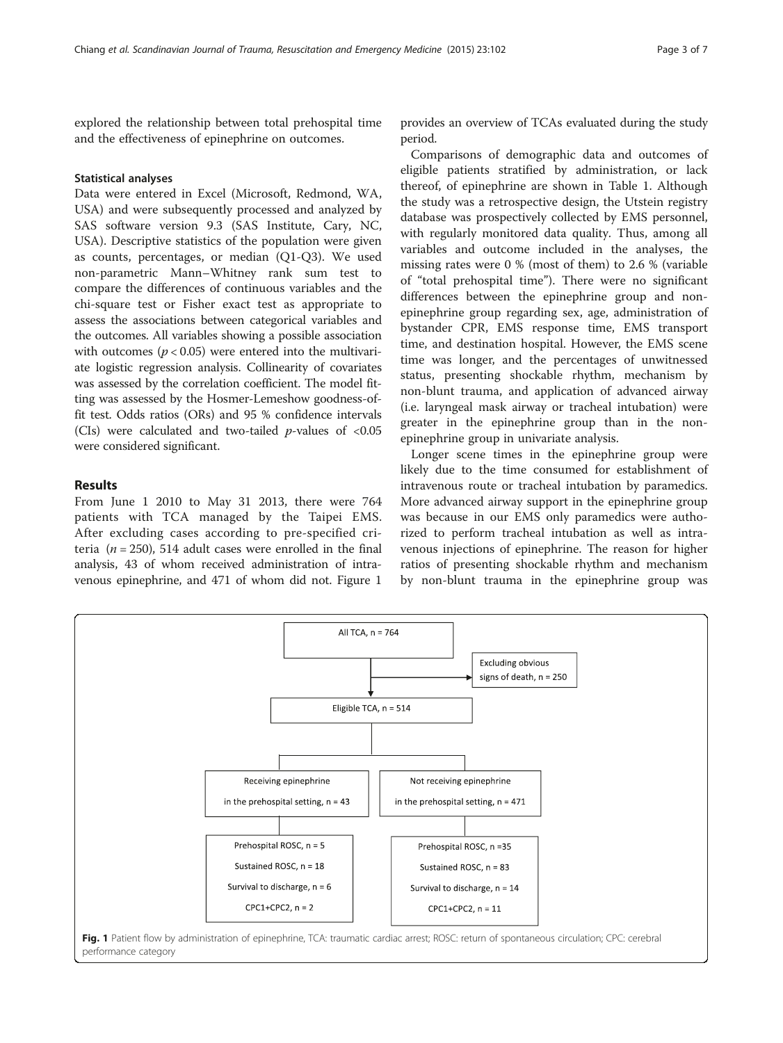explored the relationship between total prehospital time and the effectiveness of epinephrine on outcomes.

### Statistical analyses

Data were entered in Excel (Microsoft, Redmond, WA, USA) and were subsequently processed and analyzed by SAS software version 9.3 (SAS Institute, Cary, NC, USA). Descriptive statistics of the population were given as counts, percentages, or median (Q1-Q3). We used non-parametric Mann–Whitney rank sum test to compare the differences of continuous variables and the chi-square test or Fisher exact test as appropriate to assess the associations between categorical variables and the outcomes. All variables showing a possible association with outcomes ($p < 0.05$) were entered into the multivariate logistic regression analysis. Collinearity of covariates was assessed by the correlation coefficient. The model fitting was assessed by the Hosmer-Lemeshow goodness-of-fit test. Odds ratios (ORs) and 95 % confidence intervals (CIs) were calculated and two-tailed $p$-values of <0.05 were considered significant.

## Results

From June 1 2010 to May 31 2013, there were 764 patients with TCA managed by the Taipei EMS. After excluding cases according to pre-specified criteria ($n = 250$), 514 adult cases were enrolled in the final analysis, 43 of whom received administration of intravenous epinephrine, and 471 of whom did not. Figure 1 provides an overview of TCAs evaluated during the study period.

Comparisons of demographic data and outcomes of eligible patients stratified by administration, or lack thereof, of epinephrine are shown in Table 1. Although the study was a retrospective design, the Utstein registry database was prospectively collected by EMS personnel, with regularly monitored data quality. Thus, among all variables and outcome included in the analyses, the missing rates were 0 % (most of them) to 2.6 % (variable of "total prehospital time"). There were no significant differences between the epinephrine group and non-epinephrine group regarding sex, age, administration of bystander CPR, EMS response time, EMS transport time, and destination hospital. However, the EMS scene time was longer, and the percentages of unwitnessed status, presenting shockable rhythm, mechanism by non-blunt trauma, and application of advanced airway (i.e. laryngeal mask airway or tracheal intubation) were greater in the epinephrine group than in the non-epinephrine group in univariate analysis.

Longer scene times in the epinephrine group were likely due to the time consumed for establishment of intravenous route or tracheal intubation by paramedics. More advanced airway support in the epinephrine group was because in our EMS only paramedics were authorized to perform tracheal intubation as well as intravenous injections of epinephrine. The reason for higher ratios of presenting shockable rhythm and mechanism by non-blunt trauma in the epinephrine group was

All TCA, n = 764

Excluding obvious signs of death, n = 250

Eligible TCA, n = 514

Receiving epinephrine in the prehospital setting, n = 43

Prehospital ROSC, n = 5
Sustained ROSC, n = 18
Survival to discharge, n = 6
CPC1+CPC2, n = 2

Not receiving epinephrine in the prehospital setting, n = 471

Prehospital ROSC, n =35
Sustained ROSC, n = 83
Survival to discharge, n = 14
CPC1+CPC2, n = 11

**Fig. 1** Patient flow by administration of epinephrine, TCA: traumatic cardiac arrest; ROSC: return of spontaneous circulation; CPC: cerebral performance category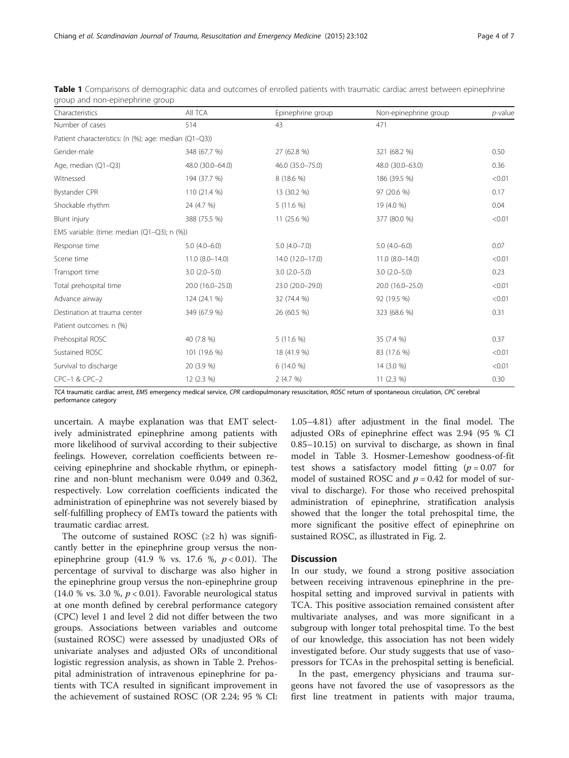**Table 1** Comparisons of demographic data and outcomes of enrolled patients with traumatic cardiac arrest between epinephrine group and non-epinephrine group

| Characteristics | All TCA | Epinephrine group | Non-epinephrine group | *p*-value |
|---|---|---|---|---|
| Number of cases | 514 | 43 | 471 | |
| Patient characteristics: (n (%); age: median (Q1–Q3)) | | | | |
| Gender-male | 348 (67.7 %) | 27 (62.8 %) | 321 (68.2 %) | 0.50 |
| Age, median (Q1–Q3) | 48.0 (30.0–64.0) | 46.0 (35.0–75.0) | 48.0 (30.0–63.0) | 0.36 |
| Witnessed | 194 (37.7 %) | 8 (18.6 %) | 186 (39.5 %) | <0.01 |
| Bystander CPR | 110 (21.4 %) | 13 (30.2 %) | 97 (20.6 %) | 0.17 |
| Shockable rhythm | 24 (4.7 %) | 5 (11.6 %) | 19 (4.0 %) | 0.04 |
| Blunt injury | 388 (75.5 %) | 11 (25.6 %) | 377 (80.0 %) | <0.01 |
| EMS variable: (time: median (Q1–Q3); n (%)) | | | | |
| Response time | 5.0 (4.0–6.0) | 5.0 (4.0–7.0) | 5.0 (4.0–6.0) | 0.07 |
| Scene time | 11.0 (8.0–14.0) | 14.0 (12.0–17.0) | 11.0 (8.0–14.0) | <0.01 |
| Transport time | 3.0 (2.0–5.0) | 3.0 (2.0–5.0) | 3.0 (2.0–5.0) | 0.23 |
| Total prehospital time | 20.0 (16.0–25.0) | 23.0 (20.0–29.0) | 20.0 (16.0–25.0) | <0.01 |
| Advance airway | 124 (24.1 %) | 32 (74.4 %) | 92 (19.5 %) | <0.01 |
| Destination at trauma center | 349 (67.9 %) | 26 (60.5 %) | 323 (68.6 %) | 0.31 |
| Patient outcomes: n (%) | | | | |
| Prehospital ROSC | 40 (7.8 %) | 5 (11.6 %) | 35 (7.4 %) | 0.37 |
| Sustained ROSC | 101 (19.6 %) | 18 (41.9 %) | 83 (17.6 %) | <0.01 |
| Survival to discharge | 20 (3.9 %) | 6 (14.0 %) | 14 (3.0 %) | <0.01 |
| CPC–1 & CPC–2 | 12 (2.3 %) | 2 (4.7 %) | 11 (2.3 %) | 0.30 |

*TCA* traumatic cardiac arrest, *EMS* emergency medical service, *CPR* cardiopulmonary resuscitation, *ROSC* return of spontaneous circulation, *CPC* cerebral performance category

uncertain. A maybe explanation was that EMT selectively administrated epinephrine among patients with more likelihood of survival according to their subjective feelings. However, correlation coefficients between receiving epinephrine and shockable rhythm, or epinephrine and non-blunt mechanism were 0.049 and 0.362, respectively. Low correlation coefficients indicated the administration of epinephrine was not severely biased by self-fulfilling prophecy of EMTs toward the patients with traumatic cardiac arrest.

The outcome of sustained ROSC (≥2 h) was significantly better in the epinephrine group versus the non-epinephrine group (41.9 % vs. 17.6 %, $p < 0.01$). The percentage of survival to discharge was also higher in the epinephrine group versus the non-epinephrine group (14.0 % vs. 3.0 %, $p < 0.01$). Favorable neurological status at one month defined by cerebral performance category (CPC) level 1 and level 2 did not differ between the two groups. Associations between variables and outcome (sustained ROSC) were assessed by unadjusted ORs of univariate analyses and adjusted ORs of unconditional logistic regression analysis, as shown in Table 2. Prehospital administration of intravenous epinephrine for patients with TCA resulted in significant improvement in the achievement of sustained ROSC (OR 2.24; 95 % CI: 1.05–4.81) after adjustment in the final model. The adjusted ORs of epinephrine effect was 2.94 (95 % CI 0.85–10.15) on survival to discharge, as shown in final model in Table 3. Hosmer-Lemeshow goodness-of-fit test shows a satisfactory model fitting ($p = 0.07$ for model of sustained ROSC and $p = 0.42$ for model of survival to discharge). For those who received prehospital administration of epinephrine, stratification analysis showed that the longer the total prehospital time, the more significant the positive effect of epinephrine on sustained ROSC, as illustrated in Fig. 2.

## Discussion

In our study, we found a strong positive association between receiving intravenous epinephrine in the prehospital setting and improved survival in patients with TCA. This positive association remained consistent after multivariate analyses, and was more significant in a subgroup with longer total prehospital time. To the best of our knowledge, this association has not been widely investigated before. Our study suggests that use of vasopressors for TCAs in the prehospital setting is beneficial.

In the past, emergency physicians and trauma surgeons have not favored the use of vasopressors as the first line treatment in patients with major trauma,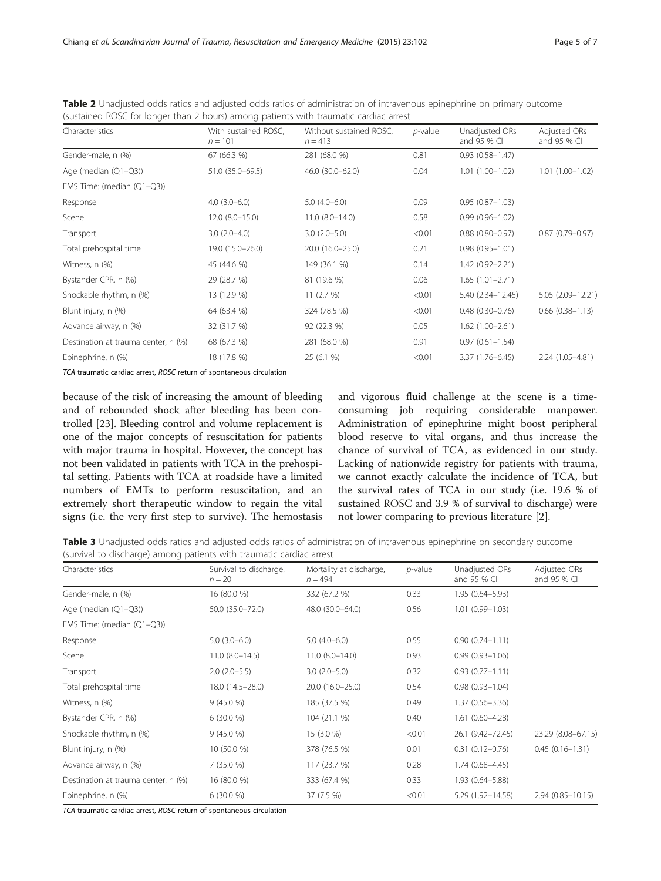**Table 2** Unadjusted odds ratios and adjusted odds ratios of administration of intravenous epinephrine on primary outcome (sustained ROSC for longer than 2 hours) among patients with traumatic cardiac arrest

| Characteristics | With sustained ROSC, $n = 101$ | Without sustained ROSC, $n = 413$ | $p$-value | Unadjusted ORs and 95 % CI | Adjusted ORs and 95 % CI |
|---|---|---|---|---|---|
| Gender-male, n (%) | 67 (66.3 %) | 281 (68.0 %) | 0.81 | 0.93 (0.58–1.47) | |
| Age (median (Q1–Q3)) | 51.0 (35.0–69.5) | 46.0 (30.0–62.0) | 0.04 | 1.01 (1.00–1.02) | 1.01 (1.00–1.02) |
| EMS Time: (median (Q1–Q3)) | | | | | |
| Response | 4.0 (3.0–6.0) | 5.0 (4.0–6.0) | 0.09 | 0.95 (0.87–1.03) | |
| Scene | 12.0 (8.0–15.0) | 11.0 (8.0–14.0) | 0.58 | 0.99 (0.96–1.02) | |
| Transport | 3.0 (2.0–4.0) | 3.0 (2.0–5.0) | <0.01 | 0.88 (0.80–0.97) | 0.87 (0.79–0.97) |
| Total prehospital time | 19.0 (15.0–26.0) | 20.0 (16.0–25.0) | 0.21 | 0.98 (0.95–1.01) | |
| Witness, n (%) | 45 (44.6 %) | 149 (36.1 %) | 0.14 | 1.42 (0.92–2.21) | |
| Bystander CPR, n (%) | 29 (28.7 %) | 81 (19.6 %) | 0.06 | 1.65 (1.01–2.71) | |
| Shockable rhythm, n (%) | 13 (12.9 %) | 11 (2.7 %) | <0.01 | 5.40 (2.34–12.45) | 5.05 (2.09–12.21) |
| Blunt injury, n (%) | 64 (63.4 %) | 324 (78.5 %) | <0.01 | 0.48 (0.30–0.76) | 0.66 (0.38–1.13) |
| Advance airway, n (%) | 32 (31.7 %) | 92 (22.3 %) | 0.05 | 1.62 (1.00–2.61) | |
| Destination at trauma center, n (%) | 68 (67.3 %) | 281 (68.0 %) | 0.91 | 0.97 (0.61–1.54) | |
| Epinephrine, n (%) | 18 (17.8 %) | 25 (6.1 %) | <0.01 | 3.37 (1.76–6.45) | 2.24 (1.05–4.81) |

*TCA* traumatic cardiac arrest, *ROSC* return of spontaneous circulation

because of the risk of increasing the amount of bleeding and of rebounded shock after bleeding has been controlled [23]. Bleeding control and volume replacement is one of the major concepts of resuscitation for patients with major trauma in hospital. However, the concept has not been validated in patients with TCA in the prehospital setting. Patients with TCA at roadside have a limited numbers of EMTs to perform resuscitation, and an extremely short therapeutic window to regain the vital signs (i.e. the very first step to survive). The hemostasis and vigorous fluid challenge at the scene is a time-consuming job requiring considerable manpower. Administration of epinephrine might boost peripheral blood reserve to vital organs, and thus increase the chance of survival of TCA, as evidenced in our study. Lacking of nationwide registry for patients with trauma, we cannot exactly calculate the incidence of TCA, but the survival rates of TCA in our study (i.e. 19.6 % of sustained ROSC and 3.9 % of survival to discharge) were not lower comparing to previous literature [2].

**Table 3** Unadjusted odds ratios and adjusted odds ratios of administration of intravenous epinephrine on secondary outcome (survival to discharge) among patients with traumatic cardiac arrest

| Characteristics | Survival to discharge, $n = 20$ | Mortality at discharge, $n = 494$ | $p$-value | Unadjusted ORs and 95 % CI | Adjusted ORs and 95 % CI |
|---|---|---|---|---|---|
| Gender-male, n (%) | 16 (80.0 %) | 332 (67.2 %) | 0.33 | 1.95 (0.64–5.93) | |
| Age (median (Q1–Q3)) | 50.0 (35.0–72.0) | 48.0 (30.0–64.0) | 0.56 | 1.01 (0.99–1.03) | |
| EMS Time: (median (Q1–Q3)) | | | | | |
| Response | 5.0 (3.0–6.0) | 5.0 (4.0–6.0) | 0.55 | 0.90 (0.74–1.11) | |
| Scene | 11.0 (8.0–14.5) | 11.0 (8.0–14.0) | 0.93 | 0.99 (0.93–1.06) | |
| Transport | 2.0 (2.0–5.5) | 3.0 (2.0–5.0) | 0.32 | 0.93 (0.77–1.11) | |
| Total prehospital time | 18.0 (14.5–28.0) | 20.0 (16.0–25.0) | 0.54 | 0.98 (0.93–1.04) | |
| Witness, n (%) | 9 (45.0 %) | 185 (37.5 %) | 0.49 | 1.37 (0.56–3.36) | |
| Bystander CPR, n (%) | 6 (30.0 %) | 104 (21.1 %) | 0.40 | 1.61 (0.60–4.28) | |
| Shockable rhythm, n (%) | 9 (45.0 %) | 15 (3.0 %) | <0.01 | 26.1 (9.42–72.45) | 23.29 (8.08–67.15) |
| Blunt injury, n (%) | 10 (50.0 %) | 378 (76.5 %) | 0.01 | 0.31 (0.12–0.76) | 0.45 (0.16–1.31) |
| Advance airway, n (%) | 7 (35.0 %) | 117 (23.7 %) | 0.28 | 1.74 (0.68–4.45) | |
| Destination at trauma center, n (%) | 16 (80.0 %) | 333 (67.4 %) | 0.33 | 1.93 (0.64–5.88) | |
| Epinephrine, n (%) | 6 (30.0 %) | 37 (7.5 %) | <0.01 | 5.29 (1.92–14.58) | 2.94 (0.85–10.15) |

*TCA* traumatic cardiac arrest, *ROSC* return of spontaneous circulation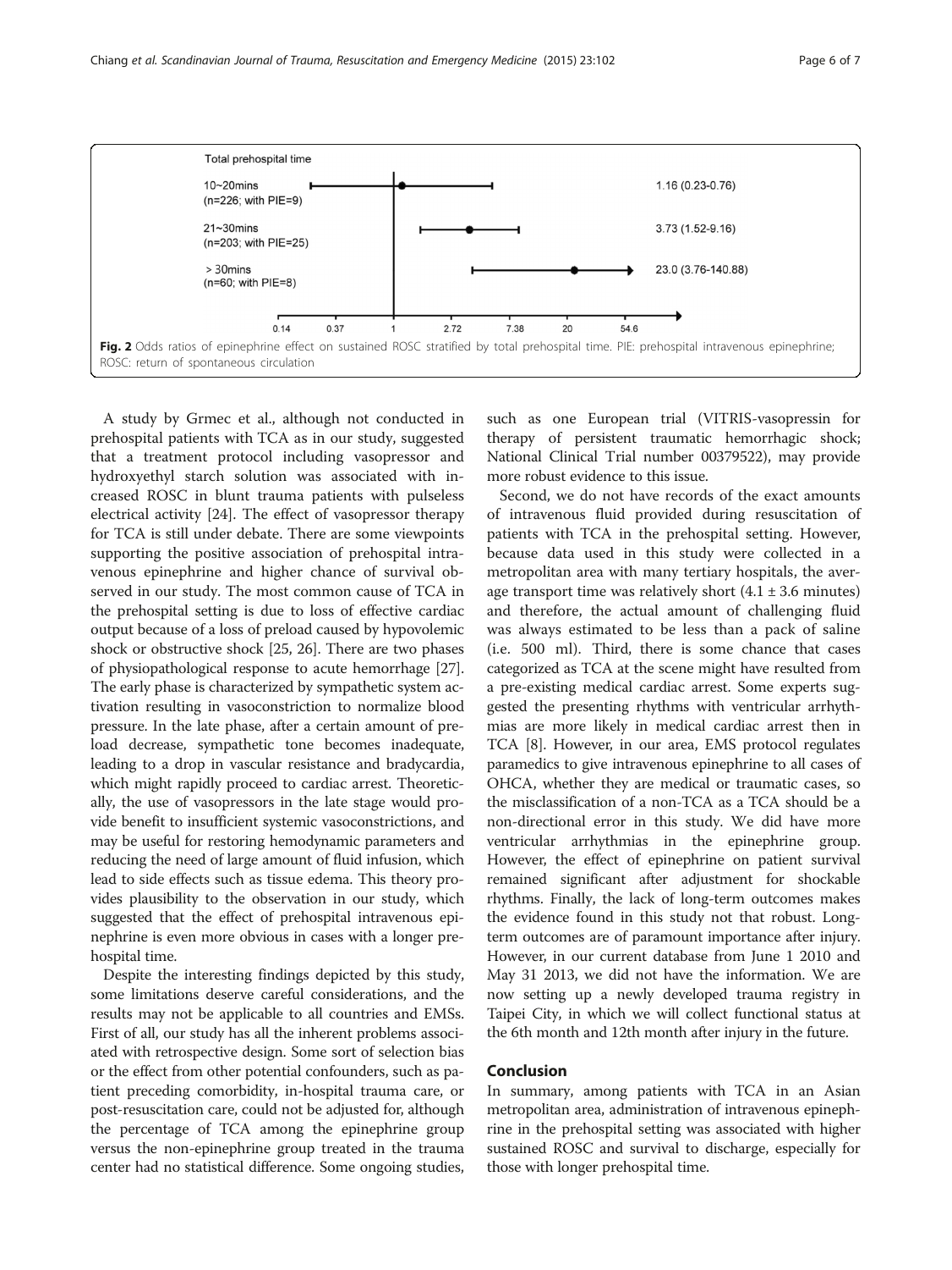Total prehospital time

10~20mins
(n=226; with PIE=9)
1.16 (0.23-0.76)

21~30mins
(n=203; with PIE=25)
3.73 (1.52-9.16)

> 30mins
(n=60; with PIE=8)
23.0 (3.76-140.88)

0.14 0.37 1 2.72 7.38 20 54.6

**Fig. 2** Odds ratios of epinephrine effect on sustained ROSC stratified by total prehospital time. PIE: prehospital intravenous epinephrine; ROSC: return of spontaneous circulation

A study by Grmec et al., although not conducted in prehospital patients with TCA as in our study, suggested that a treatment protocol including vasopressor and hydroxyethyl starch solution was associated with increased ROSC in blunt trauma patients with pulseless electrical activity [24]. The effect of vasopressor therapy for TCA is still under debate. There are some viewpoints supporting the positive association of prehospital intravenous epinephrine and higher chance of survival observed in our study. The most common cause of TCA in the prehospital setting is due to loss of effective cardiac output because of a loss of preload caused by hypovolemic shock or obstructive shock [25, 26]. There are two phases of physiopathological response to acute hemorrhage [27]. The early phase is characterized by sympathetic system activation resulting in vasoconstriction to normalize blood pressure. In the late phase, after a certain amount of preload decrease, sympathetic tone becomes inadequate, leading to a drop in vascular resistance and bradycardia, which might rapidly proceed to cardiac arrest. Theoretically, the use of vasopressors in the late stage would provide benefit to insufficient systemic vasoconstrictions, and may be useful for restoring hemodynamic parameters and reducing the need of large amount of fluid infusion, which lead to side effects such as tissue edema. This theory provides plausibility to the observation in our study, which suggested that the effect of prehospital intravenous epinephrine is even more obvious in cases with a longer prehospital time.

Despite the interesting findings depicted by this study, some limitations deserve careful considerations, and the results may not be applicable to all countries and EMSs. First of all, our study has all the inherent problems associated with retrospective design. Some sort of selection bias or the effect from other potential confounders, such as patient preceding comorbidity, in-hospital trauma care, or post-resuscitation care, could not be adjusted for, although the percentage of TCA among the epinephrine group versus the non-epinephrine group treated in the trauma center had no statistical difference. Some ongoing studies, such as one European trial (VITRIS-vasopressin for therapy of persistent traumatic hemorrhagic shock; National Clinical Trial number 00379522), may provide more robust evidence to this issue.

Second, we do not have records of the exact amounts of intravenous fluid provided during resuscitation of patients with TCA in the prehospital setting. However, because data used in this study were collected in a metropolitan area with many tertiary hospitals, the average transport time was relatively short ($4.1 \pm 3.6$ minutes) and therefore, the actual amount of challenging fluid was always estimated to be less than a pack of saline (i.e. 500 ml). Third, there is some chance that cases categorized as TCA at the scene might have resulted from a pre-existing medical cardiac arrest. Some experts suggested the presenting rhythms with ventricular arrhythmias are more likely in medical cardiac arrest then in TCA [8]. However, in our area, EMS protocol regulates paramedics to give intravenous epinephrine to all cases of OHCA, whether they are medical or traumatic cases, so the misclassification of a non-TCA as a TCA should be a non-directional error in this study. We did have more ventricular arrhythmias in the epinephrine group. However, the effect of epinephrine on patient survival remained significant after adjustment for shockable rhythms. Finally, the lack of long-term outcomes makes the evidence found in this study not that robust. Long-term outcomes are of paramount importance after injury. However, in our current database from June 1 2010 and May 31 2013, we did not have the information. We are now setting up a newly developed trauma registry in Taipei City, in which we will collect functional status at the 6th month and 12th month after injury in the future.

## Conclusion

In summary, among patients with TCA in an Asian metropolitan area, administration of intravenous epinephrine in the prehospital setting was associated with higher sustained ROSC and survival to discharge, especially for those with longer prehospital time.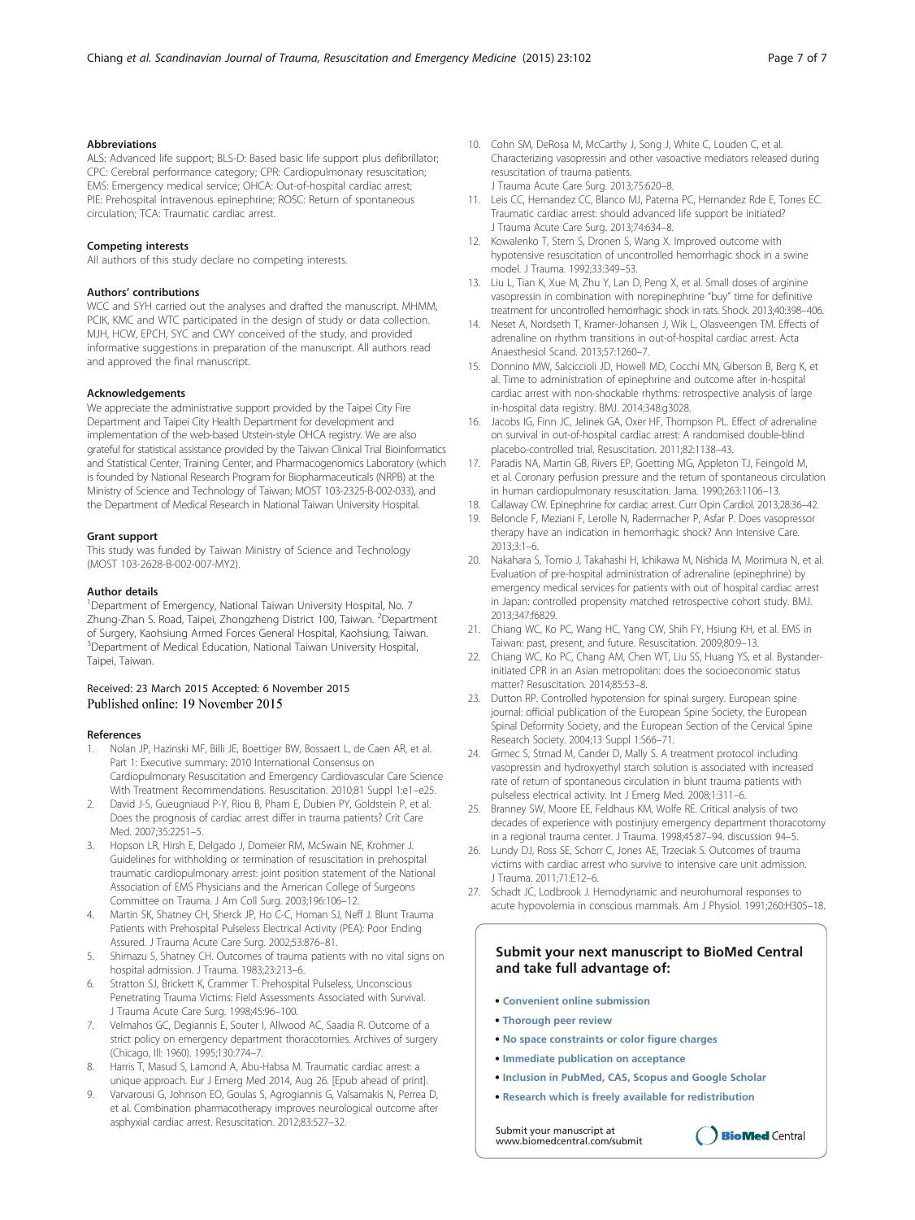### Abbreviations

ALS: Advanced life support; BLS-D: Based basic life support plus defibrillator; CPC: Cerebral performance category; CPR: Cardiopulmonary resuscitation; EMS: Emergency medical service; OHCA: Out-of-hospital cardiac arrest; PIE: Prehospital intravenous epinephrine; ROSC: Return of spontaneous circulation; TCA: Traumatic cardiac arrest.

### Competing interests

All authors of this study declare no competing interests.

### Authors' contributions

WCC and SYH carried out the analyses and drafted the manuscript. MHMM, PCIK, KMC and WTC participated in the design of study or data collection. MJH, HCW, EPCH, SYC and CWY conceived of the study, and provided informative suggestions in preparation of the manuscript. All authors read and approved the final manuscript.

### Acknowledgements

We appreciate the administrative support provided by the Taipei City Fire Department and Taipei City Health Department for development and implementation of the web-based Utstein-style OHCA registry. We are also grateful for statistical assistance provided by the Taiwan Clinical Trial Bioinformatics and Statistical Center, Training Center, and Pharmacogenomics Laboratory (which is founded by National Research Program for Biopharmaceuticals (NRPB) at the Ministry of Science and Technology of Taiwan; MOST 103-2325-B-002-033), and the Department of Medical Research in National Taiwan University Hospital.

### Grant support

This study was funded by Taiwan Ministry of Science and Technology (MOST 103-2628-B-002-007-MY2).

### Author details

[1]Department of Emergency, National Taiwan University Hospital, No. 7 Zhung-Zhan S. Road, Taipei, Zhongzheng District 100, Taiwan. [2]Department of Surgery, Kaohsiung Armed Forces General Hospital, Kaohsiung, Taiwan. [3]Department of Medical Education, National Taiwan University Hospital, Taipei, Taiwan.

Received: 23 March 2015 Accepted: 6 November 2015
Published online: 19 November 2015

### References

1. Nolan JP, Hazinski MF, Billi JE, Boettiger BW, Bossaert L, de Caen AR, et al. Part 1: Executive summary: 2010 International Consensus on Cardiopulmonary Resuscitation and Emergency Cardiovascular Care Science With Treatment Recommendations. Resuscitation. 2010;81 Suppl 1:e1–e25.
2. David J-S, Gueugniaud P-Y, Riou B, Pham E, Dubien PY, Goldstein P, et al. Does the prognosis of cardiac arrest differ in trauma patients? Crit Care Med. 2007;35:2251–5.
3. Hopson LR, Hirsh E, Delgado J, Domeier RM, McSwain NE, Krohmer J. Guidelines for withholding or termination of resuscitation in prehospital traumatic cardiopulmonary arrest: joint position statement of the National Association of EMS Physicians and the American College of Surgeons Committee on Trauma. J Am Coll Surg. 2003;196:106–12.
4. Martin SK, Shatney CH, Sherck JP, Ho C-C, Homan SJ, Neff J. Blunt Trauma Patients with Prehospital Pulseless Electrical Activity (PEA): Poor Ending Assured. J Trauma Acute Care Surg. 2002;53:876–81.
5. Shimazu S, Shatney CH. Outcomes of trauma patients with no vital signs on hospital admission. J Trauma. 1983;23:213–6.
6. Stratton SJ, Brickett K, Crammer T. Prehospital Pulseless, Unconscious Penetrating Trauma Victims: Field Assessments Associated with Survival. J Trauma Acute Care Surg. 1998;45:96–100.
7. Velmahos GC, Degiannis E, Souter I, Allwood AC, Saadia R. Outcome of a strict policy on emergency department thoracotomies. Archives of surgery (Chicago, Ill: 1960). 1995;130:774–7.
8. Harris T, Masud S, Lamond A, Abu-Habsa M. Traumatic cardiac arrest: a unique approach. Eur J Emerg Med 2014, Aug 26. [Epub ahead of print].
9. Varvarousi G, Johnson EO, Goulas S, Agrogiannis G, Valsamakis N, Perrea D, et al. Combination pharmacotherapy improves neurological outcome after asphyxial cardiac arrest. Resuscitation. 2012;83:527–32.
10. Cohn SM, DeRosa M, McCarthy J, Song J, White C, Louden C, et al. Characterizing vasopressin and other vasoactive mediators released during resuscitation of trauma patients. J Trauma Acute Care Surg. 2013;75:620–8.
11. Leis CC, Hernandez CC, Blanco MJ, Paterna PC, Hernandez Rde E, Torres EC. Traumatic cardiac arrest: should advanced life support be initiated? J Trauma Acute Care Surg. 2013;74:634–8.
12. Kowalenko T, Stern S, Dronen S, Wang X. Improved outcome with hypotensive resuscitation of uncontrolled hemorrhagic shock in a swine model. J Trauma. 1992;33:349–53.
13. Liu L, Tian K, Xue M, Zhu Y, Lan D, Peng X, et al. Small doses of arginine vasopressin in combination with norepinephrine "buy" time for definitive treatment for uncontrolled hemorrhagic shock in rats. Shock. 2013;40:398–406.
14. Neset A, Nordseth T, Kramer-Johansen J, Wik L, Olasveengen TM. Effects of adrenaline on rhythm transitions in out-of-hospital cardiac arrest. Acta Anaesthesiol Scand. 2013;57:1260–7.
15. Donnino MW, Salciccioli JD, Howell MD, Cocchi MN, Giberson B, Berg K, et al. Time to administration of epinephrine and outcome after in-hospital cardiac arrest with non-shockable rhythms: retrospective analysis of large in-hospital data registry. BMJ. 2014;348:g3028.
16. Jacobs IG, Finn JC, Jelinek GA, Oxer HF, Thompson PL. Effect of adrenaline on survival in out-of-hospital cardiac arrest: A randomised double-blind placebo-controlled trial. Resuscitation. 2011;82:1138–43.
17. Paradis NA, Martin GB, Rivers EP, Goetting MG, Appleton TJ, Feingold M, et al. Coronary perfusion pressure and the return of spontaneous circulation in human cardiopulmonary resuscitation. Jama. 1990;263:1106–13.
18. Callaway CW. Epinephrine for cardiac arrest. Curr Opin Cardiol. 2013;28:36–42.
19. Beloncle F, Meziani F, Lerolle N, Radermacher P, Asfar P. Does vasopressor therapy have an indication in hemorrhagic shock? Ann Intensive Care. 2013;3:1–6.
20. Nakahara S, Tomio J, Takahashi H, Ichikawa M, Nishida M, Morimura N, et al. Evaluation of pre-hospital administration of adrenaline (epinephrine) by emergency medical services for patients with out of hospital cardiac arrest in Japan: controlled propensity matched retrospective cohort study. BMJ. 2013;347:f6829.
21. Chiang WC, Ko PC, Wang HC, Yang CW, Shih FY, Hsiung KH, et al. EMS in Taiwan: past, present, and future. Resuscitation. 2009;80:9–13.
22. Chiang WC, Ko PC, Chang AM, Chen WT, Liu SS, Huang YS, et al. Bystander-initiated CPR in an Asian metropolitan: does the socioeconomic status matter? Resuscitation. 2014;85:53–8.
23. Dutton RP. Controlled hypotension for spinal surgery. European spine journal: official publication of the European Spine Society, the European Spinal Deformity Society, and the European Section of the Cervical Spine Research Society. 2004;13 Suppl 1:S66–71.
24. Grmec S, Strnad M, Cander D, Mally S. A treatment protocol including vasopressin and hydroxyethyl starch solution is associated with increased rate of return of spontaneous circulation in blunt trauma patients with pulseless electrical activity. Int J Emerg Med. 2008;1:311–6.
25. Branney SW, Moore EE, Feldhaus KM, Wolfe RE. Critical analysis of two decades of experience with postinjury emergency department thoracotomy in a regional trauma center. J Trauma. 1998;45:87–94. discussion 94–5.
26. Lundy DJ, Ross SE, Schorr C, Jones AE, Trzeciak S. Outcomes of trauma victims with cardiac arrest who survive to intensive care unit admission. J Trauma. 2011;71:E12–6.
27. Schadt JC, Lodbrook J. Hemodynamic and neurohumoral responses to acute hypovolemia in conscious mammals. Am J Physiol. 1991;260:H305–18.

**Submit your next manuscript to BioMed Central and take full advantage of:**

- Convenient online submission
- Thorough peer review
- No space constraints or color figure charges
- Immediate publication on acceptance
- Inclusion in PubMed, CAS, Scopus and Google Scholar
- Research which is freely available for redistribution

Submit your manuscript at www.biomedcentral.com/submit

BioMed Central